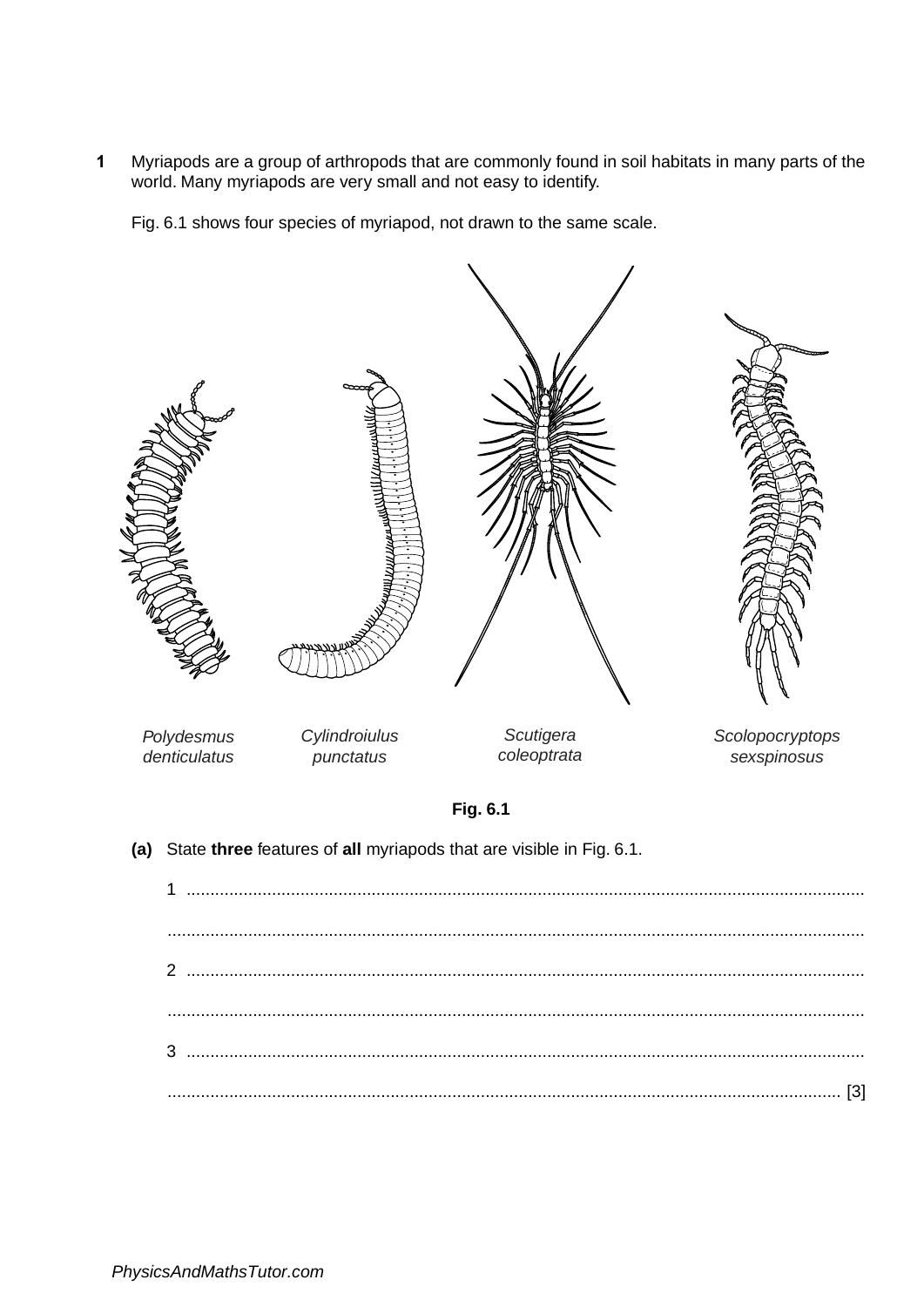**1** Myriapods are a group of arthropods that are commonly found in soil habitats in many parts of the world. Many myriapods are very small and not easy to identify.

Fig. 6.1 shows four species of myriapod, not drawn to the same scale.

*Polydesmus denticulatus* *Cylindroiulus punctatus* *Scutigera coleoptrata* *Scolopocryptops sexspinosus*

**Fig. 6.1**

**(a)** State **three** features of **all** myriapods that are visible in Fig. 6.1.

1 ..............................................................................................................................................

..............................................................................................................................................

2 ..............................................................................................................................................

..............................................................................................................................................

3 ..............................................................................................................................................

.............................................................................................................................................. [3]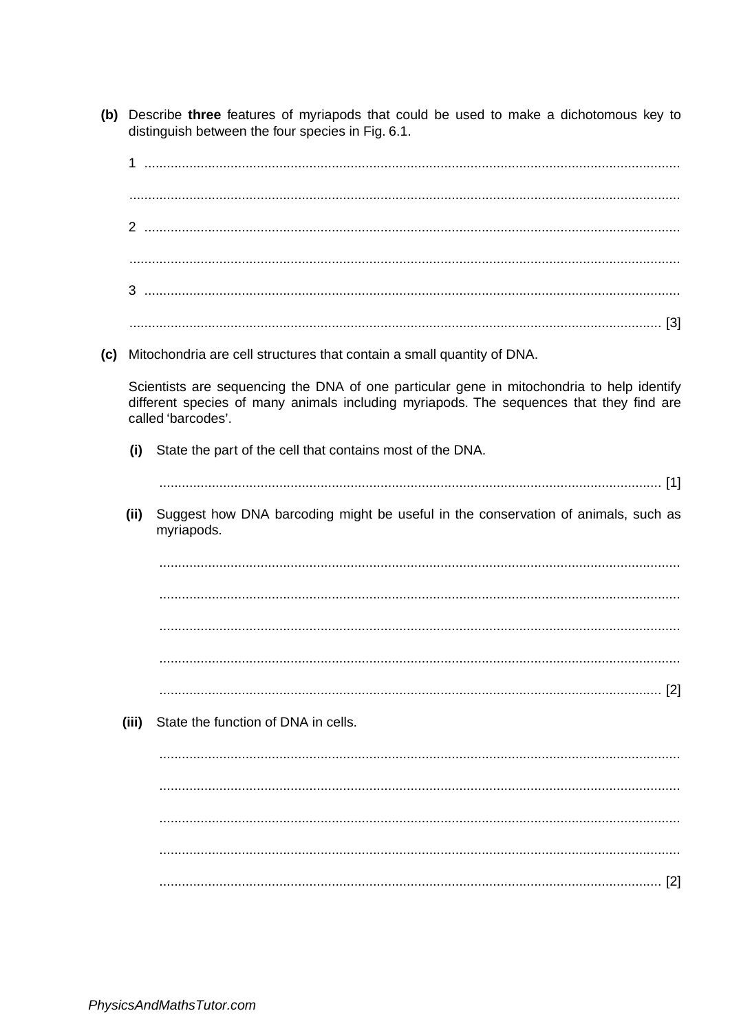**(b)** Describe **three** features of myriapods that could be used to make a dichotomous key to distinguish between the four species in Fig. 6.1.

1 ..............................................................................................................................................

..............................................................................................................................................

2 ..............................................................................................................................................

..............................................................................................................................................

3 ..............................................................................................................................................

.............................................................................................................................................. [3]

**(c)** Mitochondria are cell structures that contain a small quantity of DNA.

Scientists are sequencing the DNA of one particular gene in mitochondria to help identify different species of many animals including myriapods. The sequences that they find are called 'barcodes'.

**(i)** State the part of the cell that contains most of the DNA.

.............................................................................................................................................. [1]

**(ii)** Suggest how DNA barcoding might be useful in the conservation of animals, such as myriapods.

..............................................................................................................................................

..............................................................................................................................................

..............................................................................................................................................

..............................................................................................................................................

.............................................................................................................................................. [2]

**(iii)** State the function of DNA in cells.

..............................................................................................................................................

..............................................................................................................................................

..............................................................................................................................................

..............................................................................................................................................

.............................................................................................................................................. [2]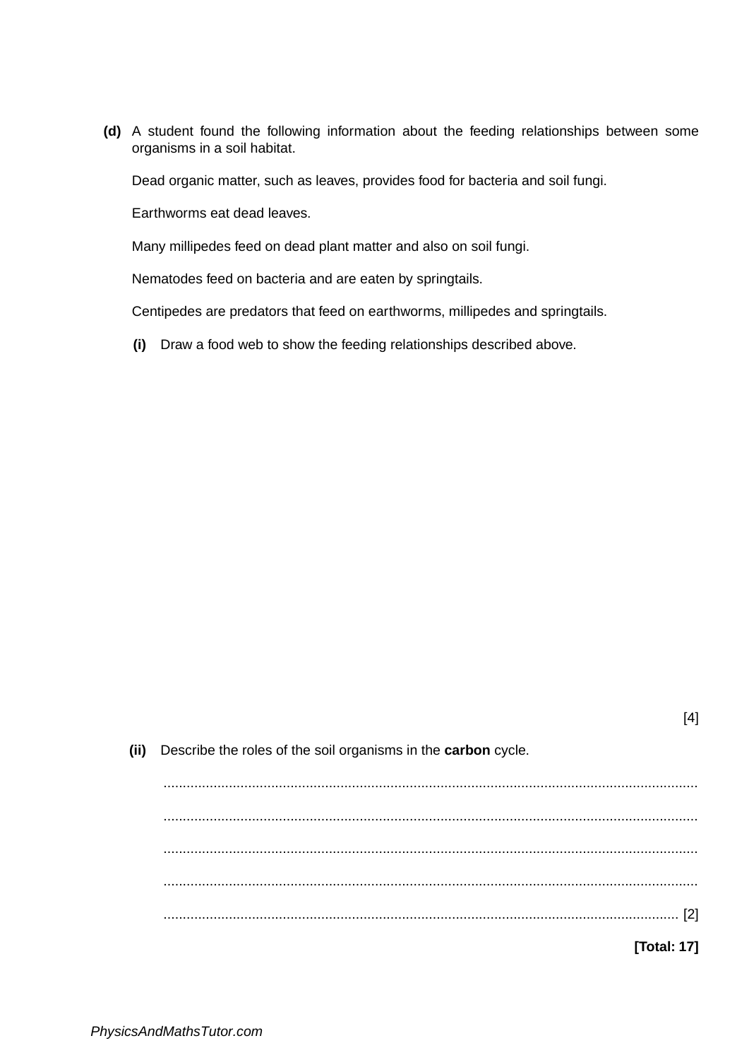**(d)** A student found the following information about the feeding relationships between some organisms in a soil habitat.

Dead organic matter, such as leaves, provides food for bacteria and soil fungi.

Earthworms eat dead leaves.

Many millipedes feed on dead plant matter and also on soil fungi.

Nematodes feed on bacteria and are eaten by springtails.

Centipedes are predators that feed on earthworms, millipedes and springtails.

**(i)** Draw a food web to show the feeding relationships described above.

[4]

**(ii)** Describe the roles of the soil organisms in the **carbon** cycle.

..........................................................................................................................................

..........................................................................................................................................

..........................................................................................................................................

..........................................................................................................................................

.................................................................................................................................... [2]

**[Total: 17]**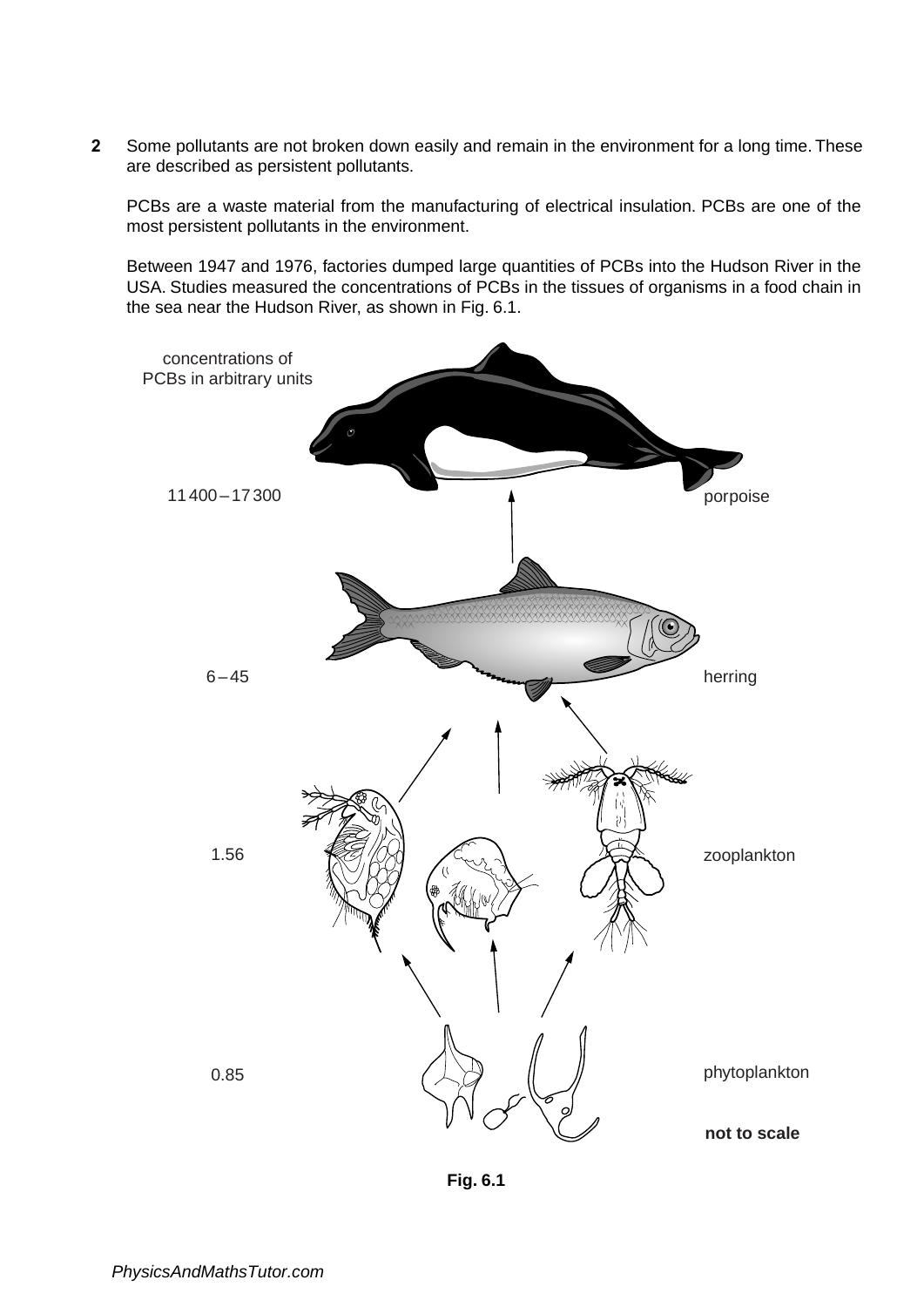**2** Some pollutants are not broken down easily and remain in the environment for a long time. These are described as persistent pollutants.

PCBs are a waste material from the manufacturing of electrical insulation. PCBs are one of the most persistent pollutants in the environment.

Between 1947 and 1976, factories dumped large quantities of PCBs into the Hudson River in the USA. Studies measured the concentrations of PCBs in the tissues of organisms in a food chain in the sea near the Hudson River, as shown in Fig. 6.1.

| concentrations of PCBs in arbitrary units | organism |
|---|---|
| 11 400 – 17 300 | porpoise |
| 6 – 45 | herring |
| 1.56 | zooplankton |
| 0.85 | phytoplankton |

**not to scale**

**Fig. 6.1**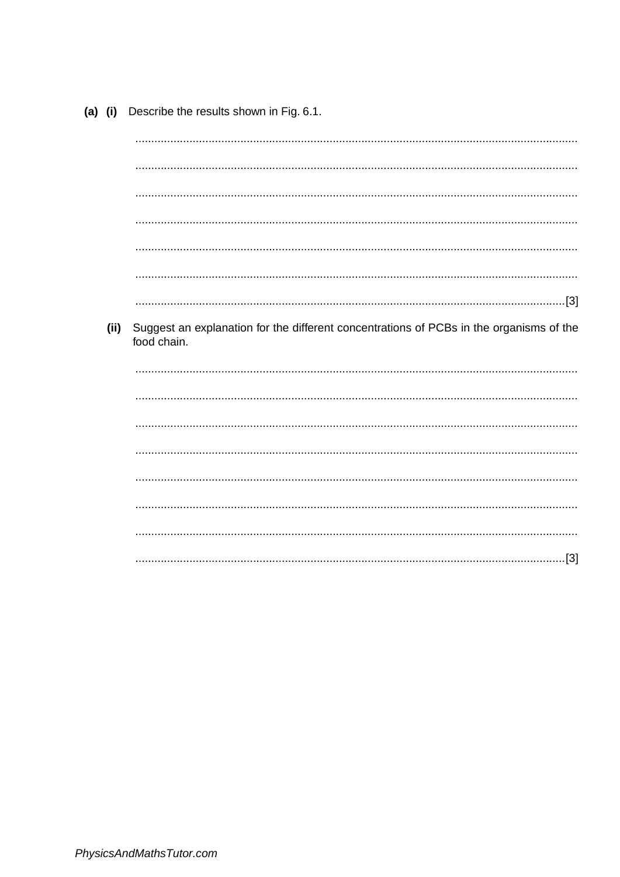**(a) (i)** Describe the results shown in Fig. 6.1.

..........................................................................................................................................

..........................................................................................................................................

..........................................................................................................................................

..........................................................................................................................................

..........................................................................................................................................

..........................................................................................................................................

.......................................................................................................................................[3]

**(ii)** Suggest an explanation for the different concentrations of PCBs in the organisms of the food chain.

..........................................................................................................................................

..........................................................................................................................................

..........................................................................................................................................

..........................................................................................................................................

..........................................................................................................................................

..........................................................................................................................................

..........................................................................................................................................

.......................................................................................................................................[3]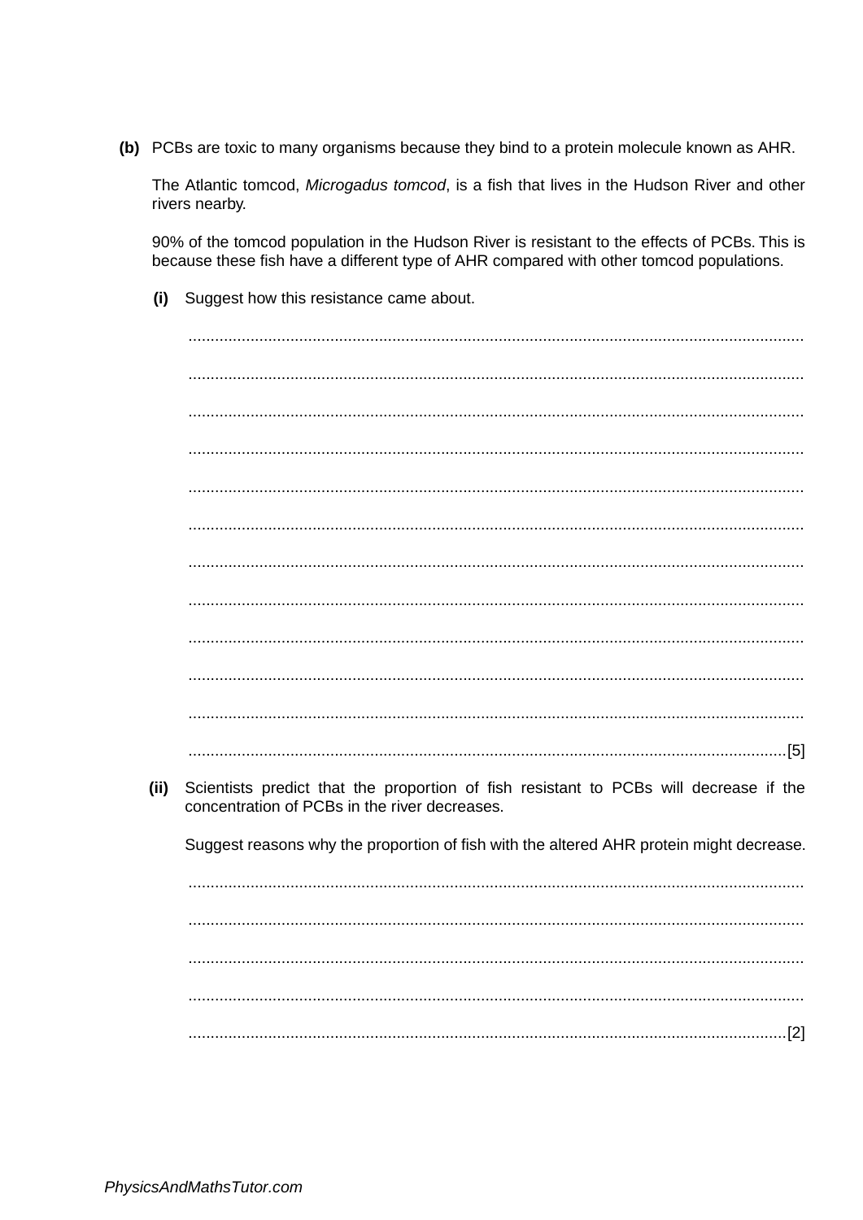**(b)** PCBs are toxic to many organisms because they bind to a protein molecule known as AHR.

The Atlantic tomcod, *Microgadus tomcod*, is a fish that lives in the Hudson River and other rivers nearby.

90% of the tomcod population in the Hudson River is resistant to the effects of PCBs. This is because these fish have a different type of AHR compared with other tomcod populations.

**(i)** Suggest how this resistance came about.

..........................................................................................................................................

..........................................................................................................................................

..........................................................................................................................................

..........................................................................................................................................

..........................................................................................................................................

..........................................................................................................................................

..........................................................................................................................................

..........................................................................................................................................

..........................................................................................................................................

..........................................................................................................................................

..........................................................................................................................................

.......................................................................................................................................[5]

**(ii)** Scientists predict that the proportion of fish resistant to PCBs will decrease if the concentration of PCBs in the river decreases.

Suggest reasons why the proportion of fish with the altered AHR protein might decrease.

..........................................................................................................................................

..........................................................................................................................................

..........................................................................................................................................

..........................................................................................................................................

.......................................................................................................................................[2]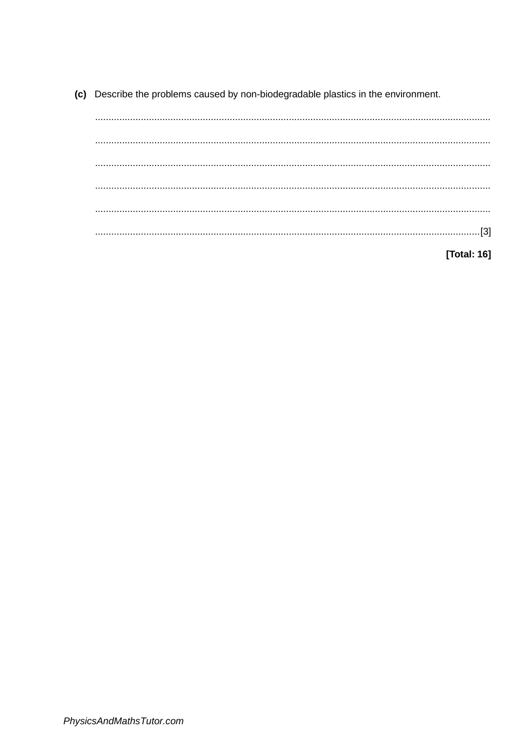**(c)** Describe the problems caused by non-biodegradable plastics in the environment.

..........................................................................................................................................

..........................................................................................................................................

..........................................................................................................................................

..........................................................................................................................................

..........................................................................................................................................

.......................................................................................................................................[3]

**[Total: 16]**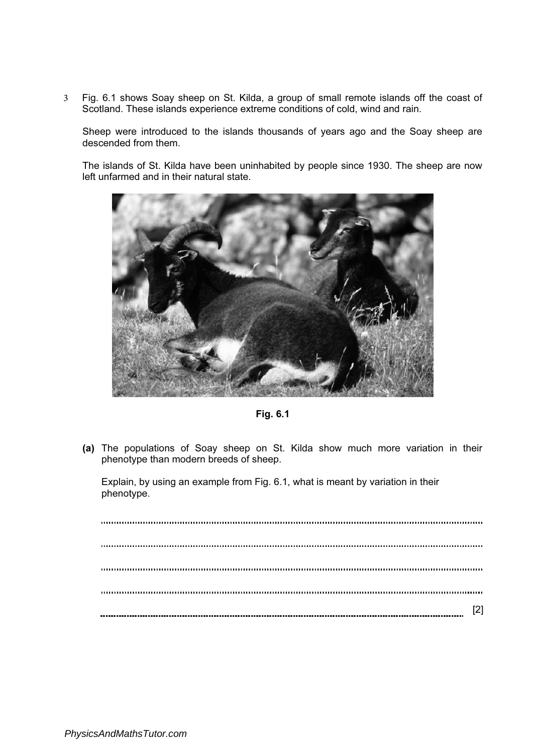3 Fig. 6.1 shows Soay sheep on St. Kilda, a group of small remote islands off the coast of Scotland. These islands experience extreme conditions of cold, wind and rain.

Sheep were introduced to the islands thousands of years ago and the Soay sheep are descended from them.

The islands of St. Kilda have been uninhabited by people since 1930. The sheep are now left unfarmed and in their natural state.

**Fig. 6.1**

**(a)** The populations of Soay sheep on St. Kilda show much more variation in their phenotype than modern breeds of sheep.

Explain, by using an example from Fig. 6.1, what is meant by variation in their phenotype.

..........................................................................................................................................

..........................................................................................................................................

..........................................................................................................................................

..........................................................................................................................................

.................................................................................................................................... [2]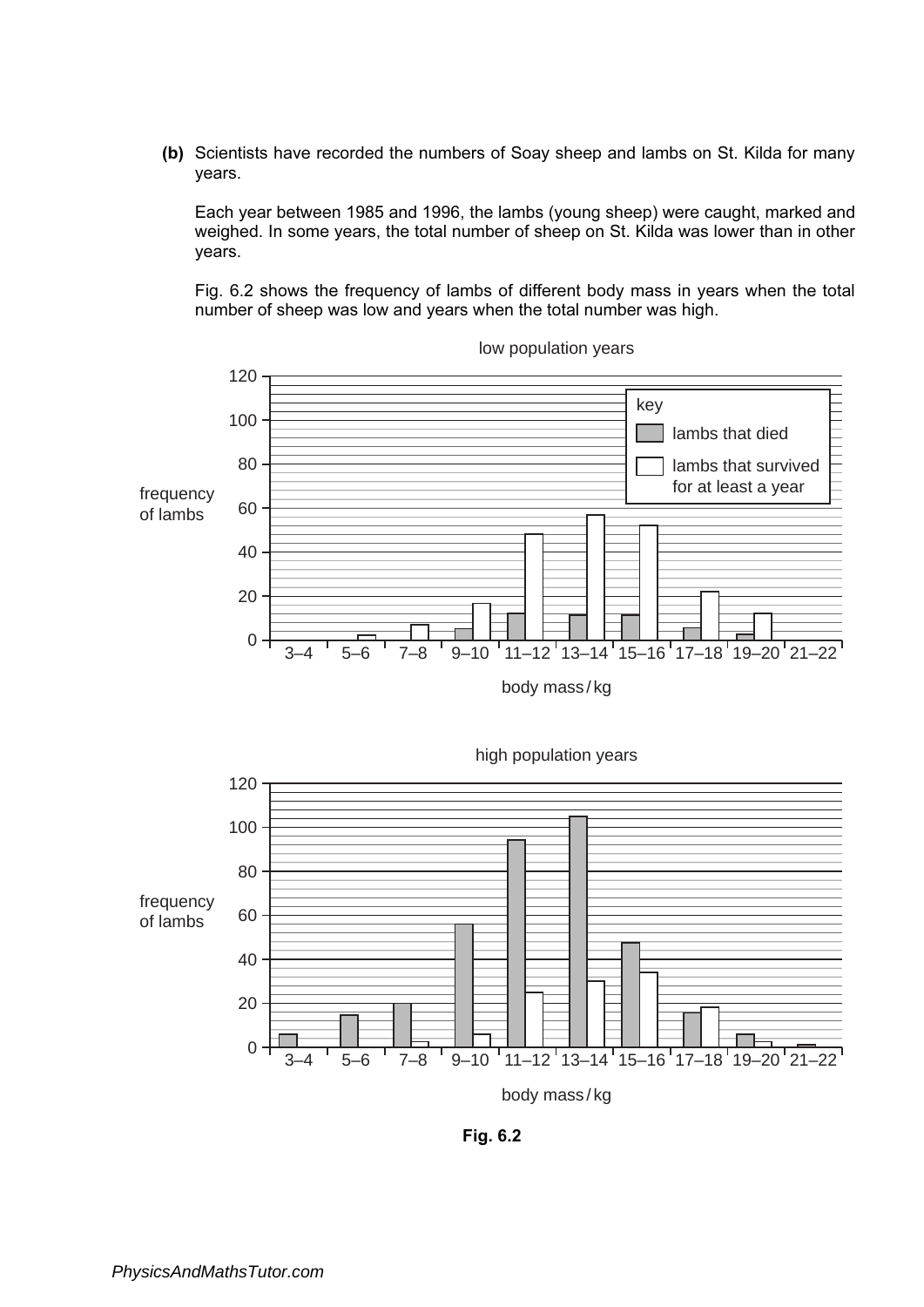**(b)** Scientists have recorded the numbers of Soay sheep and lambs on St. Kilda for many years.

Each year between 1985 and 1996, the lambs (young sheep) were caught, marked and weighed. In some years, the total number of sheep on St. Kilda was lower than in other years.

Fig. 6.2 shows the frequency of lambs of different body mass in years when the total number of sheep was low and years when the total number was high.

low population years

key
- lambs that died
- lambs that survived for at least a year

frequency of lambs

body mass / kg

high population years

frequency of lambs

body mass / kg

**Fig. 6.2**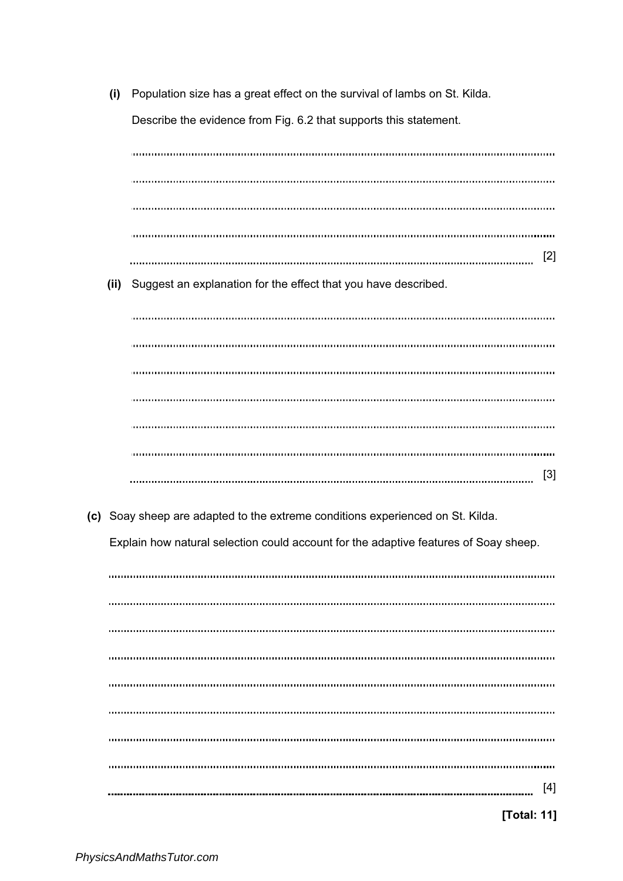(i) Population size has a great effect on the survival of lambs on St. Kilda.

Describe the evidence from Fig. 6.2 that supports this statement.

........................................................................................................................................

........................................................................................................................................

........................................................................................................................................

........................................................................................................................................

........................................................................................................................................ [2]

(ii) Suggest an explanation for the effect that you have described.

........................................................................................................................................

........................................................................................................................................

........................................................................................................................................

........................................................................................................................................

........................................................................................................................................

........................................................................................................................................

........................................................................................................................................ [3]

(c) Soay sheep are adapted to the extreme conditions experienced on St. Kilda.

Explain how natural selection could account for the adaptive features of Soay sheep.

........................................................................................................................................

........................................................................................................................................

........................................................................................................................................

........................................................................................................................................

........................................................................................................................................

........................................................................................................................................

........................................................................................................................................

........................................................................................................................................

........................................................................................................................................ [4]

**[Total: 11]**